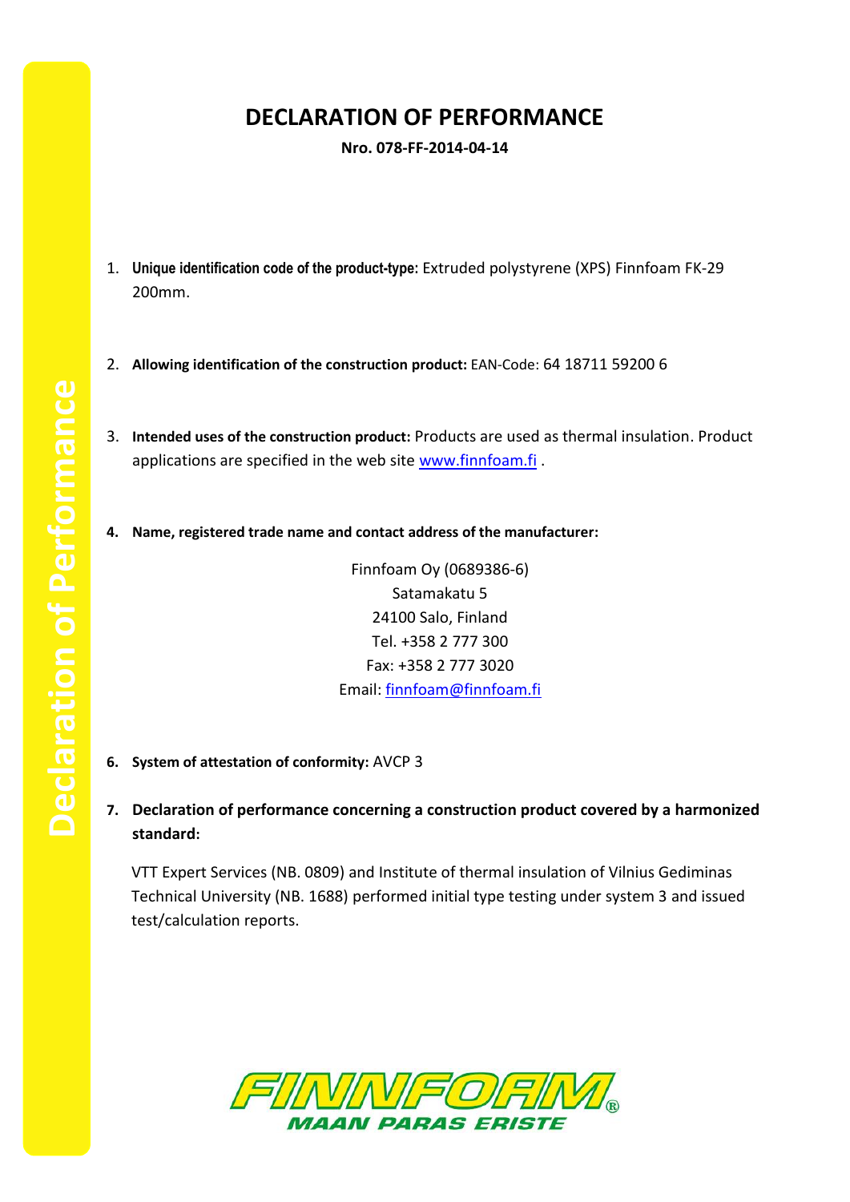# DECLARATION OF PERFORMANCE

**Nro. 078-FF-2014-04-14**

1. **Unique identification code of the product-type:** Extruded polystyrene (XPS) Finnfoam FK-29 200mm.

2. **Allowing identification of the construction product:** EAN-Code: 64 18711 59200 6

3. **Intended uses of the construction product:** Products are used as thermal insulation. Product applications are specified in the web site www.finnfoam.fi .

4. **Name, registered trade name and contact address of the manufacturer:**

Finnfoam Oy (0689386-6)
Satamakatu 5
24100 Salo, Finland
Tel. +358 2 777 300
Fax: +358 2 777 3020
Email: finnfoam@finnfoam.fi

6. **System of attestation of conformity:** AVCP 3

7. **Declaration of performance concerning a construction product covered by a harmonized standard:**

   VTT Expert Services (NB. 0809) and Institute of thermal insulation of Vilnius Gediminas Technical University (NB. 1688) performed initial type testing under system 3 and issued test/calculation reports.

FINNFOAM®
MAAN PARAS ERISTE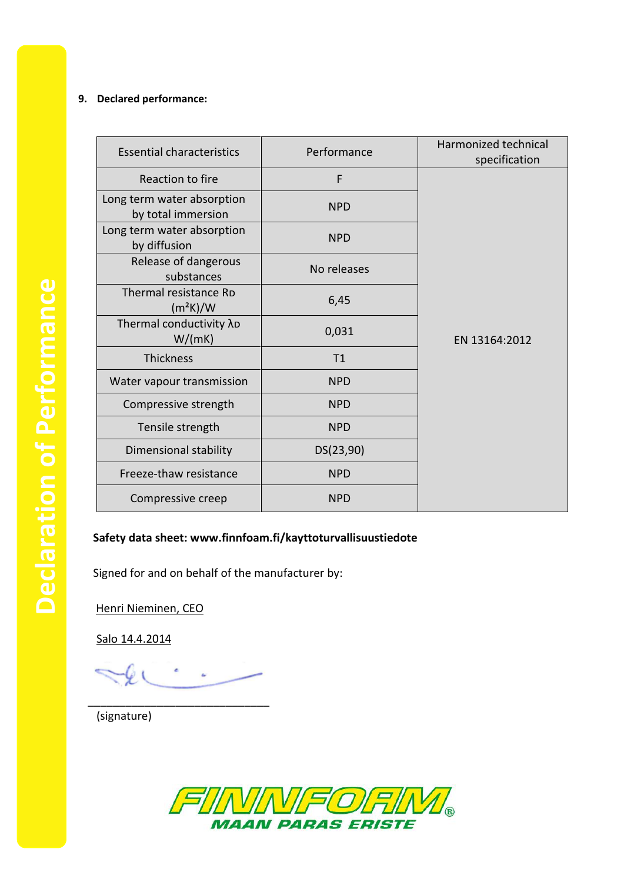**9. Declared performance:**

| Essential characteristics | Performance | Harmonized technical specification |
|---|---|---|
| Reaction to fire | F | EN 13164:2012 |
| Long term water absorption by total immersion | NPD | |
| Long term water absorption by diffusion | NPD | |
| Release of dangerous substances | No releases | |
| Thermal resistance $R_D$ ($m^2K$)/W | 6,45 | |
| Thermal conductivity $\lambda_D$ W/(mK) | 0,031 | |
| Thickness | T1 | |
| Water vapour transmission | NPD | |
| Compressive strength | NPD | |
| Tensile strength | NPD | |
| Dimensional stability | DS(23,90) | |
| Freeze-thaw resistance | NPD | |
| Compressive creep | NPD | |

**Safety data sheet: www.finnfoam.fi/kayttoturvallisuustiedote**

Signed for and on behalf of the manufacturer by:

Henri Nieminen, CEO

Salo 14.4.2014

______________________________

(signature)

FINNFOAM®

MAAN PARAS ERISTE

Declaration of Performance